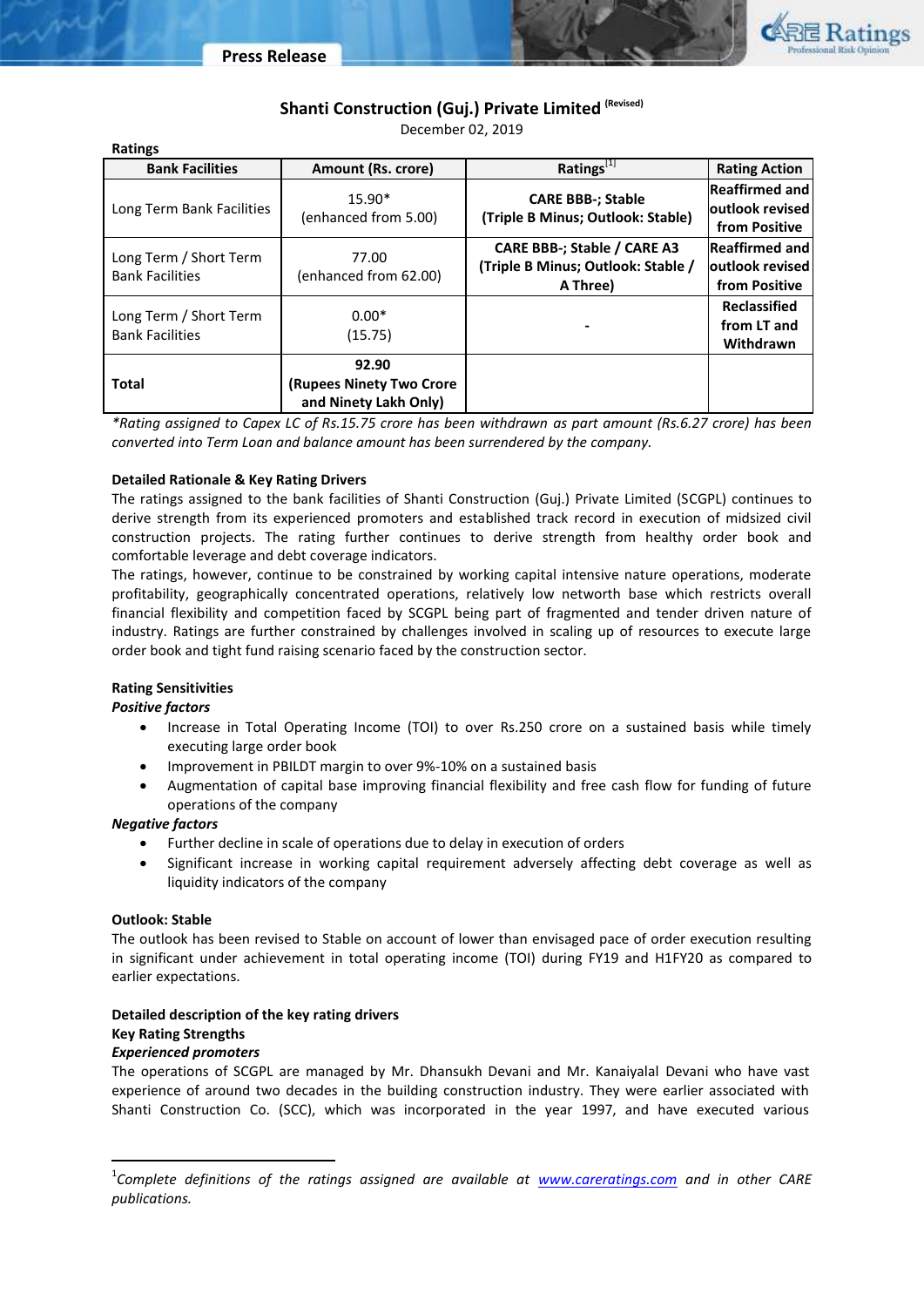# Shanti Construction (Guj.) Private Limited (Revised)

December 02, 2019

**Ratings**

| Bank Facilities | Amount (Rs. crore) | Ratings[1] | Rating Action |
|---|---|---|---|
| Long Term Bank Facilities | 15.90* (enhanced from 5.00) | **CARE BBB-; Stable (Triple B Minus; Outlook: Stable)** | **Reaffirmed and outlook revised from Positive** |
| Long Term / Short Term Bank Facilities | 77.00 (enhanced from 62.00) | **CARE BBB-; Stable / CARE A3 (Triple B Minus; Outlook: Stable / A Three)** | **Reaffirmed and outlook revised from Positive** |
| Long Term / Short Term Bank Facilities | 0.00* (15.75) | - | **Reclassified from LT and Withdrawn** |
| **Total** | **92.90 (Rupees Ninety Two Crore and Ninety Lakh Only)** | | |

*\*Rating assigned to Capex LC of Rs.15.75 crore has been withdrawn as part amount (Rs.6.27 crore) has been converted into Term Loan and balance amount has been surrendered by the company.*

**Detailed Rationale & Key Rating Drivers**

The ratings assigned to the bank facilities of Shanti Construction (Guj.) Private Limited (SCGPL) continues to derive strength from its experienced promoters and established track record in execution of midsized civil construction projects. The rating further continues to derive strength from healthy order book and comfortable leverage and debt coverage indicators.

The ratings, however, continue to be constrained by working capital intensive nature operations, moderate profitability, geographically concentrated operations, relatively low networth base which restricts overall financial flexibility and competition faced by SCGPL being part of fragmented and tender driven nature of industry. Ratings are further constrained by challenges involved in scaling up of resources to execute large order book and tight fund raising scenario faced by the construction sector.

**Rating Sensitivities**

***Positive factors***

- Increase in Total Operating Income (TOI) to over Rs.250 crore on a sustained basis while timely executing large order book
- Improvement in PBILDT margin to over 9%-10% on a sustained basis
- Augmentation of capital base improving financial flexibility and free cash flow for funding of future operations of the company

***Negative factors***

- Further decline in scale of operations due to delay in execution of orders
- Significant increase in working capital requirement adversely affecting debt coverage as well as liquidity indicators of the company

**Outlook: Stable**

The outlook has been revised to Stable on account of lower than envisaged pace of order execution resulting in significant under achievement in total operating income (TOI) during FY19 and H1FY20 as compared to earlier expectations.

**Detailed description of the key rating drivers**

**Key Rating Strengths**

***Experienced promoters***

The operations of SCGPL are managed by Mr. Dhansukh Devani and Mr. Kanaiyalal Devani who have vast experience of around two decades in the building construction industry. They were earlier associated with Shanti Construction Co. (SCC), which was incorporated in the year 1997, and have executed various

[1]*Complete definitions of the ratings assigned are available at www.careratings.com and in other CARE publications.*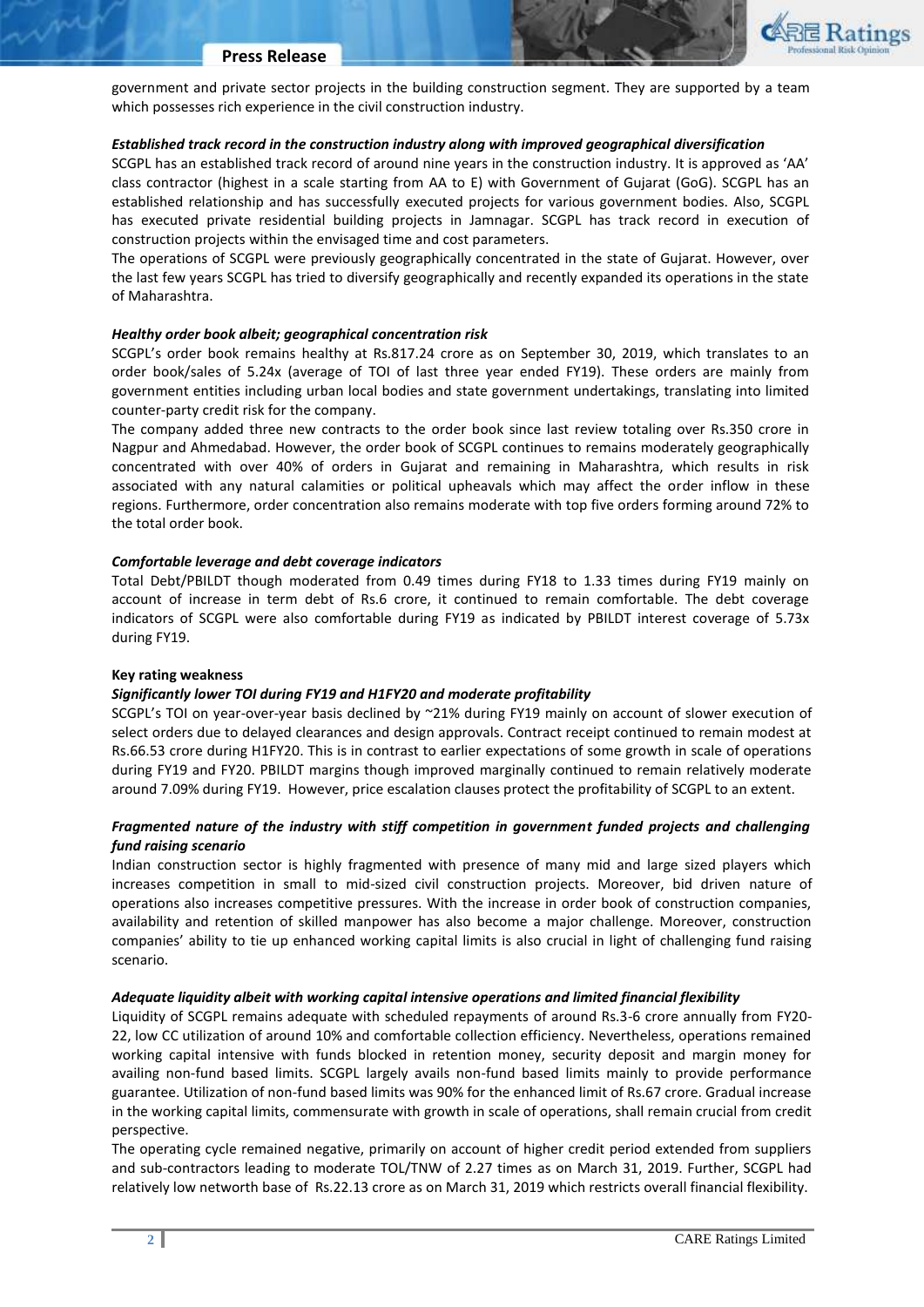government and private sector projects in the building construction segment. They are supported by a team which possesses rich experience in the civil construction industry.

***Established track record in the construction industry along with improved geographical diversification***

SCGPL has an established track record of around nine years in the construction industry. It is approved as 'AA' class contractor (highest in a scale starting from AA to E) with Government of Gujarat (GoG). SCGPL has an established relationship and has successfully executed projects for various government bodies. Also, SCGPL has executed private residential building projects in Jamnagar. SCGPL has track record in execution of construction projects within the envisaged time and cost parameters.

The operations of SCGPL were previously geographically concentrated in the state of Gujarat. However, over the last few years SCGPL has tried to diversify geographically and recently expanded its operations in the state of Maharashtra.

***Healthy order book albeit; geographical concentration risk***

SCGPL's order book remains healthy at Rs.817.24 crore as on September 30, 2019, which translates to an order book/sales of 5.24x (average of TOI of last three year ended FY19). These orders are mainly from government entities including urban local bodies and state government undertakings, translating into limited counter-party credit risk for the company.

The company added three new contracts to the order book since last review totaling over Rs.350 crore in Nagpur and Ahmedabad. However, the order book of SCGPL continues to remains moderately geographically concentrated with over 40% of orders in Gujarat and remaining in Maharashtra, which results in risk associated with any natural calamities or political upheavals which may affect the order inflow in these regions. Furthermore, order concentration also remains moderate with top five orders forming around 72% to the total order book.

***Comfortable leverage and debt coverage indicators***

Total Debt/PBILDT though moderated from 0.49 times during FY18 to 1.33 times during FY19 mainly on account of increase in term debt of Rs.6 crore, it continued to remain comfortable. The debt coverage indicators of SCGPL were also comfortable during FY19 as indicated by PBILDT interest coverage of 5.73x during FY19.

**Key rating weakness**

***Significantly lower TOI during FY19 and H1FY20 and moderate profitability***

SCGPL's TOI on year-over-year basis declined by ~21% during FY19 mainly on account of slower execution of select orders due to delayed clearances and design approvals. Contract receipt continued to remain modest at Rs.66.53 crore during H1FY20. This is in contrast to earlier expectations of some growth in scale of operations during FY19 and FY20. PBILDT margins though improved marginally continued to remain relatively moderate around 7.09% during FY19. However, price escalation clauses protect the profitability of SCGPL to an extent.

***Fragmented nature of the industry with stiff competition in government funded projects and challenging fund raising scenario***

Indian construction sector is highly fragmented with presence of many mid and large sized players which increases competition in small to mid-sized civil construction projects. Moreover, bid driven nature of operations also increases competitive pressures. With the increase in order book of construction companies, availability and retention of skilled manpower has also become a major challenge. Moreover, construction companies' ability to tie up enhanced working capital limits is also crucial in light of challenging fund raising scenario.

***Adequate liquidity albeit with working capital intensive operations and limited financial flexibility***

Liquidity of SCGPL remains adequate with scheduled repayments of around Rs.3-6 crore annually from FY20-22, low CC utilization of around 10% and comfortable collection efficiency. Nevertheless, operations remained working capital intensive with funds blocked in retention money, security deposit and margin money for availing non-fund based limits. SCGPL largely avails non-fund based limits mainly to provide performance guarantee. Utilization of non-fund based limits was 90% for the enhanced limit of Rs.67 crore. Gradual increase in the working capital limits, commensurate with growth in scale of operations, shall remain crucial from credit perspective.

The operating cycle remained negative, primarily on account of higher credit period extended from suppliers and sub-contractors leading to moderate TOL/TNW of 2.27 times as on March 31, 2019. Further, SCGPL had relatively low networth base of Rs.22.13 crore as on March 31, 2019 which restricts overall financial flexibility.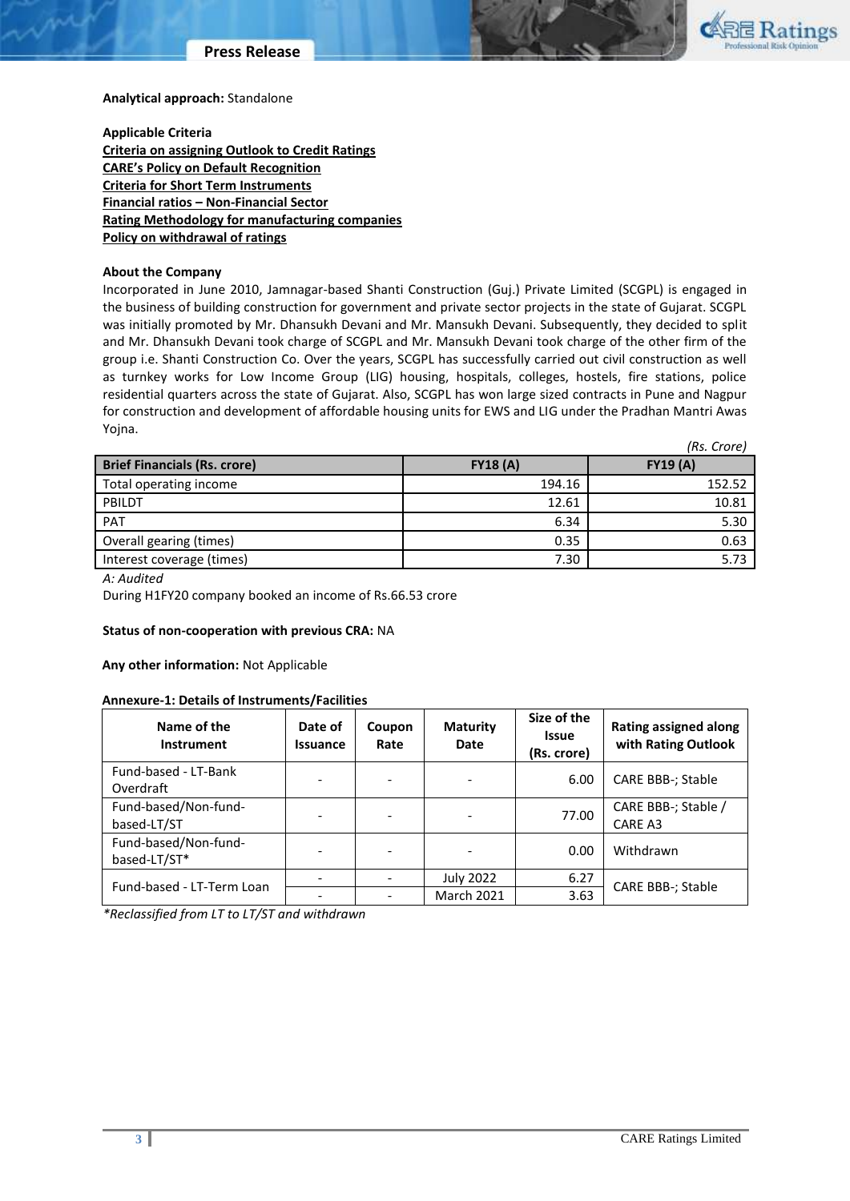**Analytical approach:** Standalone

**Applicable Criteria**

**Criteria on assigning Outlook to Credit Ratings**
**CARE's Policy on Default Recognition**
**Criteria for Short Term Instruments**
**Financial ratios – Non-Financial Sector**
**Rating Methodology for manufacturing companies**
**Policy on withdrawal of ratings**

**About the Company**

Incorporated in June 2010, Jamnagar-based Shanti Construction (Guj.) Private Limited (SCGPL) is engaged in the business of building construction for government and private sector projects in the state of Gujarat. SCGPL was initially promoted by Mr. Dhansukh Devani and Mr. Mansukh Devani. Subsequently, they decided to split and Mr. Dhansukh Devani took charge of SCGPL and Mr. Mansukh Devani took charge of the other firm of the group i.e. Shanti Construction Co. Over the years, SCGPL has successfully carried out civil construction as well as turnkey works for Low Income Group (LIG) housing, hospitals, colleges, hostels, fire stations, police residential quarters across the state of Gujarat. Also, SCGPL has won large sized contracts in Pune and Nagpur for construction and development of affordable housing units for EWS and LIG under the Pradhan Mantri Awas Yojna.

*(Rs. Crore)*

| Brief Financials (Rs. crore) | FY18 (A) | FY19 (A) |
|---|---|---|
| Total operating income | 194.16 | 152.52 |
| PBILDT | 12.61 | 10.81 |
| PAT | 6.34 | 5.30 |
| Overall gearing (times) | 0.35 | 0.63 |
| Interest coverage (times) | 7.30 | 5.73 |

*A: Audited*

During H1FY20 company booked an income of Rs.66.53 crore

**Status of non-cooperation with previous CRA:** NA

**Any other information:** Not Applicable

**Annexure-1: Details of Instruments/Facilities**

| Name of the Instrument | Date of Issuance | Coupon Rate | Maturity Date | Size of the Issue (Rs. crore) | Rating assigned along with Rating Outlook |
|---|---|---|---|---|---|
| Fund-based - LT-Bank Overdraft | - | - | - | 6.00 | CARE BBB-; Stable |
| Fund-based/Non-fund-based-LT/ST | - | - | - | 77.00 | CARE BBB-; Stable / CARE A3 |
| Fund-based/Non-fund-based-LT/ST* | - | - | - | 0.00 | Withdrawn |
| Fund-based - LT-Term Loan | - | - | July 2022 | 6.27 | CARE BBB-; Stable |
| | - | - | March 2021 | 3.63 | |

*Reclassified from LT to LT/ST and withdrawn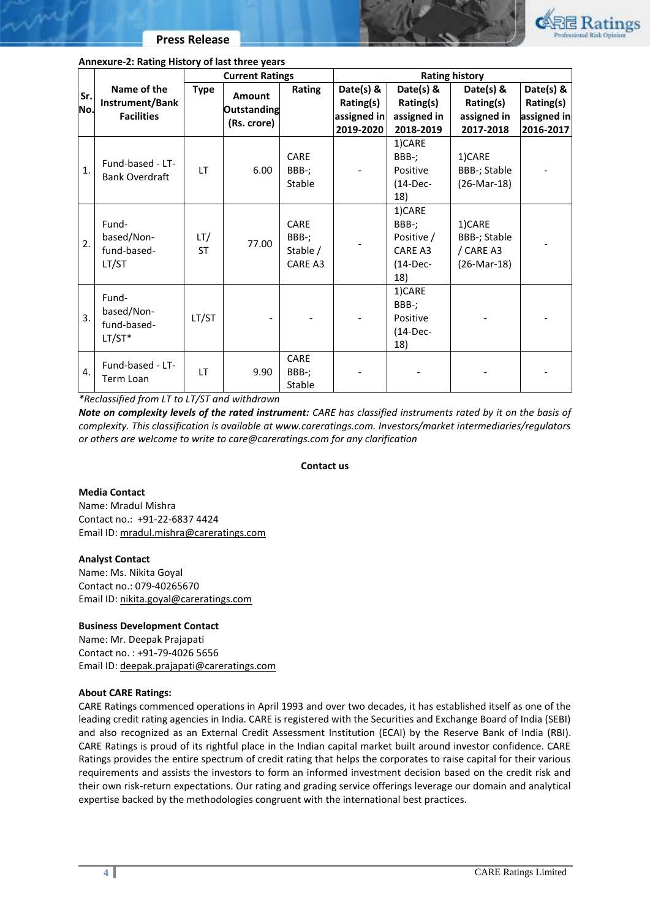**Annexure-2: Rating History of last three years**

| Sr. No. | Name of the Instrument/Bank Facilities | Current Ratings | | | Rating history | | | |
|---|---|---|---|---|---|---|---|---|
| | | Type | Amount Outstanding (Rs. crore) | Rating | Date(s) & Rating(s) assigned in 2019-2020 | Date(s) & Rating(s) assigned in 2018-2019 | Date(s) & Rating(s) assigned in 2017-2018 | Date(s) & Rating(s) assigned in 2016-2017 |
| 1. | Fund-based - LT-Bank Overdraft | LT | 6.00 | CARE BBB-; Stable | - | 1)CARE BBB-; Positive (14-Dec-18) | 1)CARE BBB-; Stable (26-Mar-18) | - |
| 2. | Fund-based/Non-fund-based-LT/ST | LT/ ST | 77.00 | CARE BBB-; Stable / CARE A3 | - | 1)CARE BBB-; Positive / CARE A3 (14-Dec-18) | 1)CARE BBB-; Stable / CARE A3 (26-Mar-18) | - |
| 3. | Fund-based/Non-fund-based-LT/ST* | LT/ST | - | - | - | 1)CARE BBB-; Positive (14-Dec-18) | - | - |
| 4. | Fund-based - LT-Term Loan | LT | 9.90 | CARE BBB-; Stable | - | - | - | - |

*Reclassified from LT to LT/ST and withdrawn*

***Note on complexity levels of the rated instrument:*** *CARE has classified instruments rated by it on the basis of complexity. This classification is available at www.careratings.com. Investors/market intermediaries/regulators or others are welcome to write to care@careratings.com for any clarification*

**Contact us**

**Media Contact**
Name: Mradul Mishra
Contact no.: +91-22-6837 4424
Email ID: mradul.mishra@careratings.com

**Analyst Contact**
Name: Ms. Nikita Goyal
Contact no.: 079-40265670
Email ID: nikita.goyal@careratings.com

**Business Development Contact**
Name: Mr. Deepak Prajapati
Contact no. : +91-79-4026 5656
Email ID: deepak.prajapati@careratings.com

**About CARE Ratings:**

CARE Ratings commenced operations in April 1993 and over two decades, it has established itself as one of the leading credit rating agencies in India. CARE is registered with the Securities and Exchange Board of India (SEBI) and also recognized as an External Credit Assessment Institution (ECAI) by the Reserve Bank of India (RBI). CARE Ratings is proud of its rightful place in the Indian capital market built around investor confidence. CARE Ratings provides the entire spectrum of credit rating that helps the corporates to raise capital for their various requirements and assists the investors to form an informed investment decision based on the credit risk and their own risk-return expectations. Our rating and grading service offerings leverage our domain and analytical expertise backed by the methodologies congruent with the international best practices.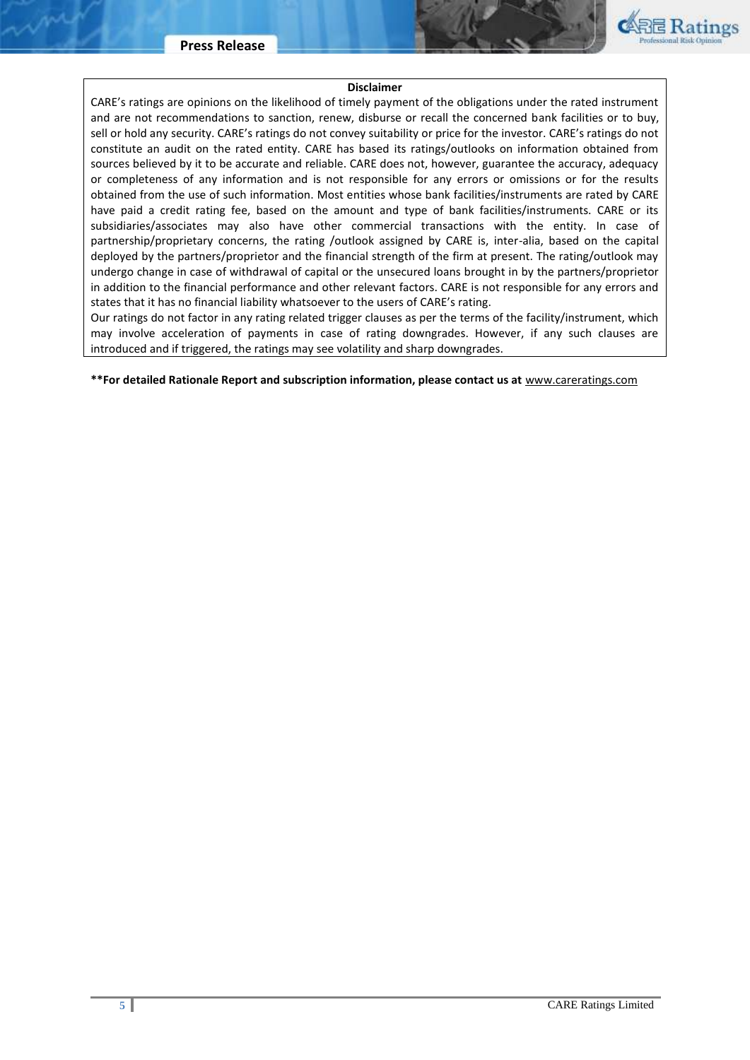**Disclaimer**

CARE's ratings are opinions on the likelihood of timely payment of the obligations under the rated instrument and are not recommendations to sanction, renew, disburse or recall the concerned bank facilities or to buy, sell or hold any security. CARE's ratings do not convey suitability or price for the investor. CARE's ratings do not constitute an audit on the rated entity. CARE has based its ratings/outlooks on information obtained from sources believed by it to be accurate and reliable. CARE does not, however, guarantee the accuracy, adequacy or completeness of any information and is not responsible for any errors or omissions or for the results obtained from the use of such information. Most entities whose bank facilities/instruments are rated by CARE have paid a credit rating fee, based on the amount and type of bank facilities/instruments. CARE or its subsidiaries/associates may also have other commercial transactions with the entity. In case of partnership/proprietary concerns, the rating /outlook assigned by CARE is, inter-alia, based on the capital deployed by the partners/proprietor and the financial strength of the firm at present. The rating/outlook may undergo change in case of withdrawal of capital or the unsecured loans brought in by the partners/proprietor in addition to the financial performance and other relevant factors. CARE is not responsible for any errors and states that it has no financial liability whatsoever to the users of CARE's rating.

Our ratings do not factor in any rating related trigger clauses as per the terms of the facility/instrument, which may involve acceleration of payments in case of rating downgrades. However, if any such clauses are introduced and if triggered, the ratings may see volatility and sharp downgrades.

**\*\*For detailed Rationale Report and subscription information, please contact us at** www.careratings.com